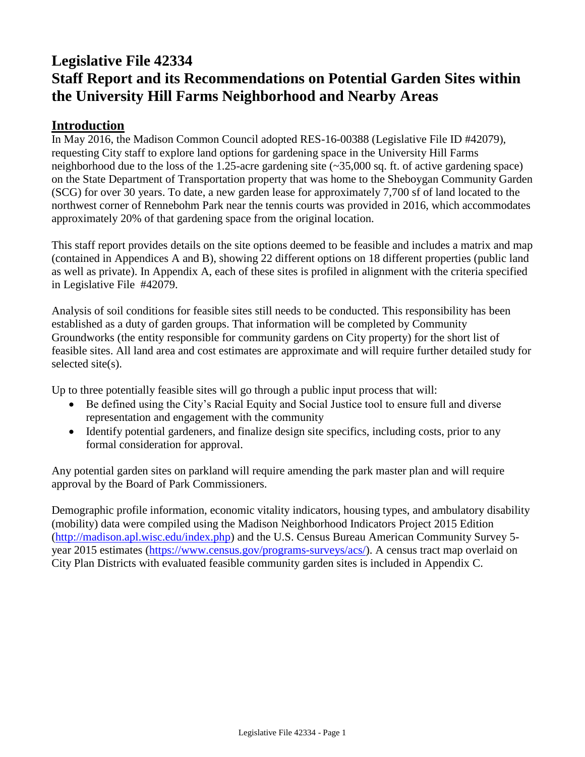# Legislative File 42334
# Staff Report and its Recommendations on Potential Garden Sites within the University Hill Farms Neighborhood and Nearby Areas

## Introduction

In May 2016, the Madison Common Council adopted RES-16-00388 (Legislative File ID #42079), requesting City staff to explore land options for gardening space in the University Hill Farms neighborhood due to the loss of the 1.25-acre gardening site (~35,000 sq. ft. of active gardening space) on the State Department of Transportation property that was home to the Sheboygan Community Garden (SCG) for over 30 years. To date, a new garden lease for approximately 7,700 sf of land located to the northwest corner of Rennebohm Park near the tennis courts was provided in 2016, which accommodates approximately 20% of that gardening space from the original location.

This staff report provides details on the site options deemed to be feasible and includes a matrix and map (contained in Appendices A and B), showing 22 different options on 18 different properties (public land as well as private). In Appendix A, each of these sites is profiled in alignment with the criteria specified in Legislative File #42079.

Analysis of soil conditions for feasible sites still needs to be conducted. This responsibility has been established as a duty of garden groups. That information will be completed by Community Groundworks (the entity responsible for community gardens on City property) for the short list of feasible sites. All land area and cost estimates are approximate and will require further detailed study for selected site(s).

Up to three potentially feasible sites will go through a public input process that will:

- Be defined using the City's Racial Equity and Social Justice tool to ensure full and diverse representation and engagement with the community
- Identify potential gardeners, and finalize design site specifics, including costs, prior to any formal consideration for approval.

Any potential garden sites on parkland will require amending the park master plan and will require approval by the Board of Park Commissioners.

Demographic profile information, economic vitality indicators, housing types, and ambulatory disability (mobility) data were compiled using the Madison Neighborhood Indicators Project 2015 Edition (http://madison.apl.wisc.edu/index.php) and the U.S. Census Bureau American Community Survey 5-year 2015 estimates (https://www.census.gov/programs-surveys/acs/). A census tract map overlaid on City Plan Districts with evaluated feasible community garden sites is included in Appendix C.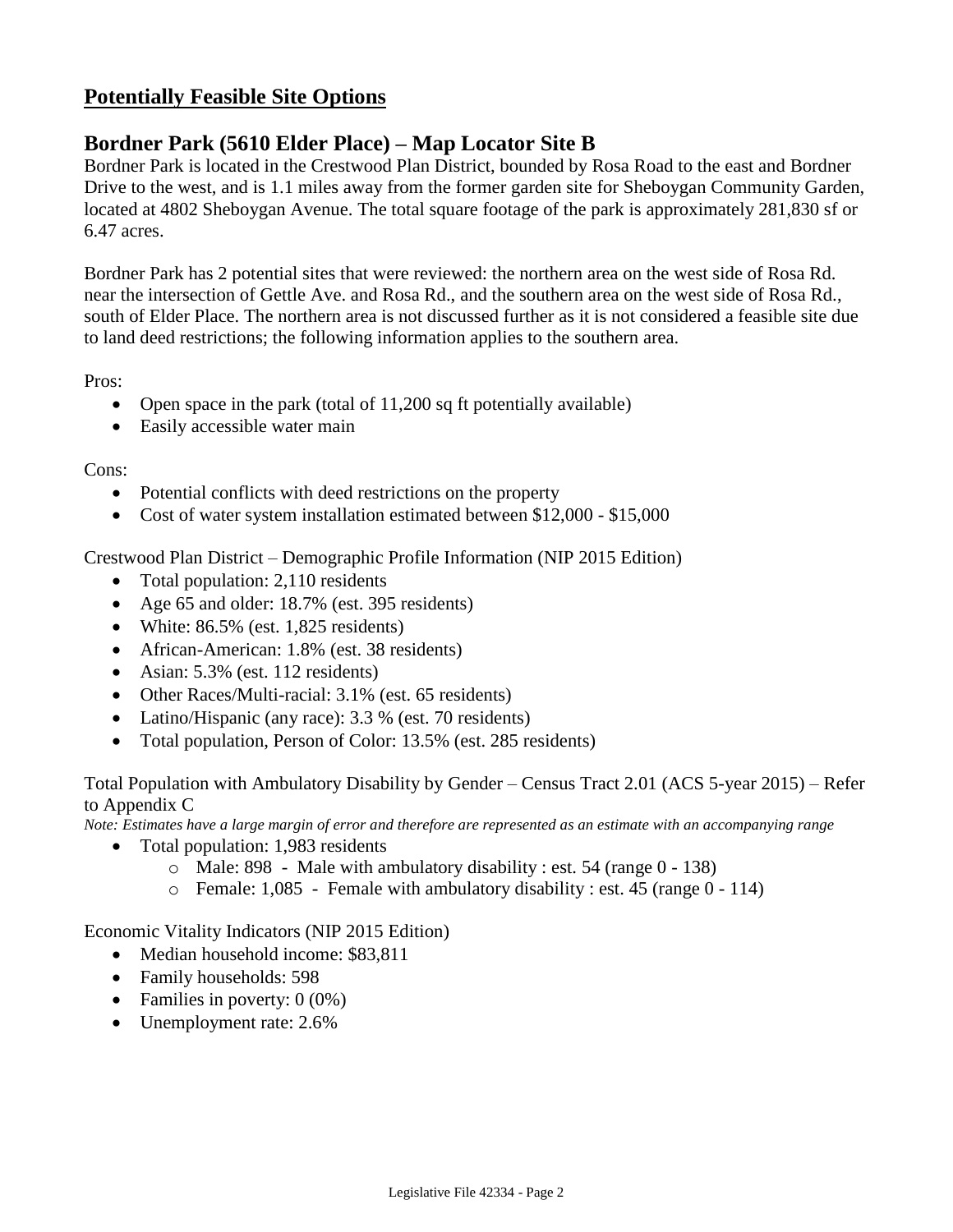# **Potentially Feasible Site Options**

## Bordner Park (5610 Elder Place) – Map Locator Site B

Bordner Park is located in the Crestwood Plan District, bounded by Rosa Road to the east and Bordner Drive to the west, and is 1.1 miles away from the former garden site for Sheboygan Community Garden, located at 4802 Sheboygan Avenue. The total square footage of the park is approximately 281,830 sf or 6.47 acres.

Bordner Park has 2 potential sites that were reviewed: the northern area on the west side of Rosa Rd. near the intersection of Gettle Ave. and Rosa Rd., and the southern area on the west side of Rosa Rd., south of Elder Place. The northern area is not discussed further as it is not considered a feasible site due to land deed restrictions; the following information applies to the southern area.

Pros:

- Open space in the park (total of 11,200 sq ft potentially available)
- Easily accessible water main

Cons:

- Potential conflicts with deed restrictions on the property
- Cost of water system installation estimated between $12,000 - $15,000

Crestwood Plan District – Demographic Profile Information (NIP 2015 Edition)

- Total population: 2,110 residents
- Age 65 and older: 18.7% (est. 395 residents)
- White: 86.5% (est. 1,825 residents)
- African-American: 1.8% (est. 38 residents)
- Asian: 5.3% (est. 112 residents)
- Other Races/Multi-racial: 3.1% (est. 65 residents)
- Latino/Hispanic (any race): 3.3 % (est. 70 residents)
- Total population, Person of Color: 13.5% (est. 285 residents)

Total Population with Ambulatory Disability by Gender – Census Tract 2.01 (ACS 5-year 2015) – Refer to Appendix C

*Note: Estimates have a large margin of error and therefore are represented as an estimate with an accompanying range*

- Total population: 1,983 residents
  - Male: 898 - Male with ambulatory disability : est. 54 (range 0 - 138)
  - Female: 1,085 - Female with ambulatory disability : est. 45 (range 0 - 114)

Economic Vitality Indicators (NIP 2015 Edition)

- Median household income: $83,811
- Family households: 598
- Families in poverty: 0 (0%)
- Unemployment rate: 2.6%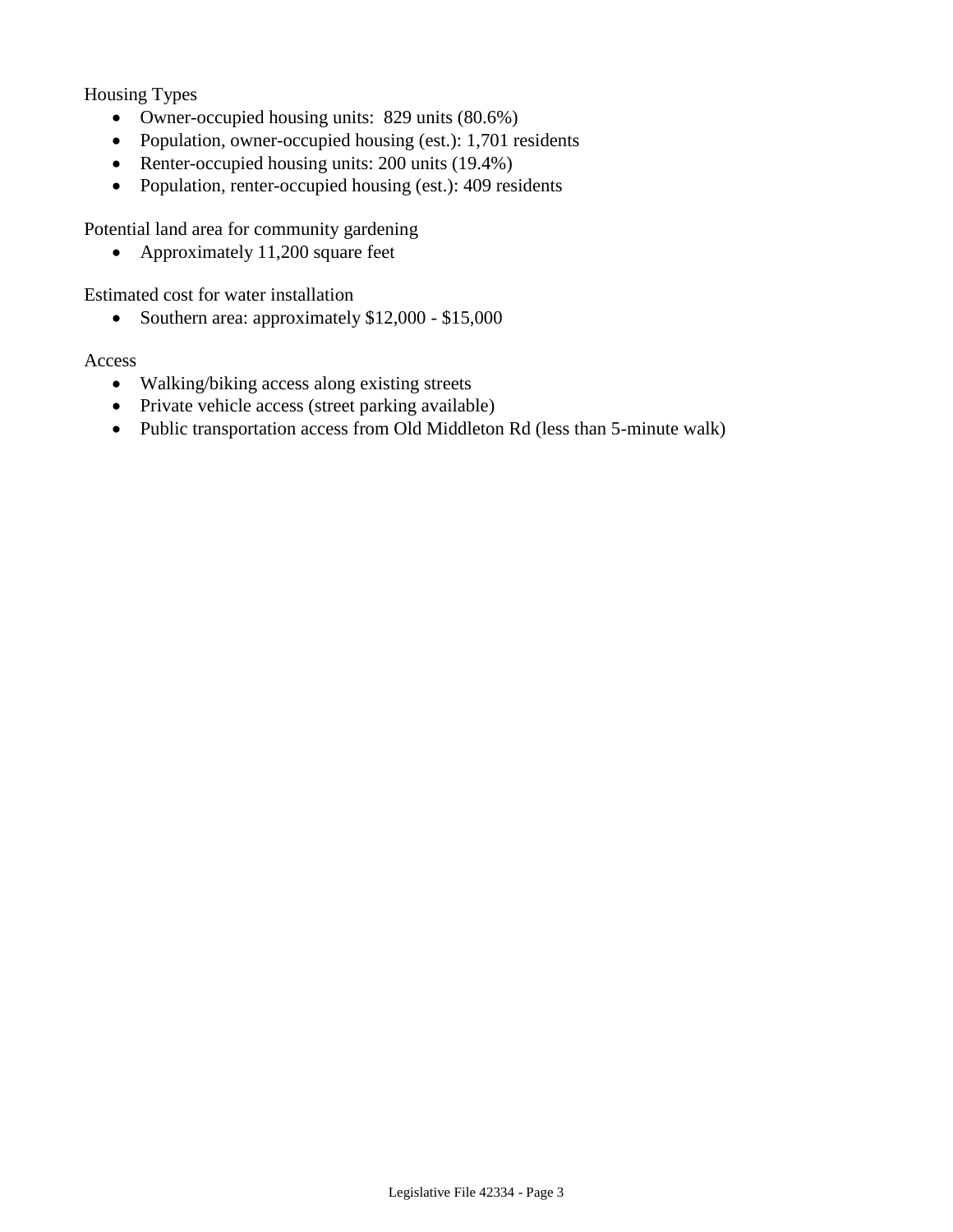Housing Types

- Owner-occupied housing units:  829 units (80.6%)
- Population, owner-occupied housing (est.): 1,701 residents
- Renter-occupied housing units: 200 units (19.4%)
- Population, renter-occupied housing (est.): 409 residents

Potential land area for community gardening

- Approximately 11,200 square feet

Estimated cost for water installation

- Southern area: approximately $12,000 - $15,000

Access

- Walking/biking access along existing streets
- Private vehicle access (street parking available)
- Public transportation access from Old Middleton Rd (less than 5-minute walk)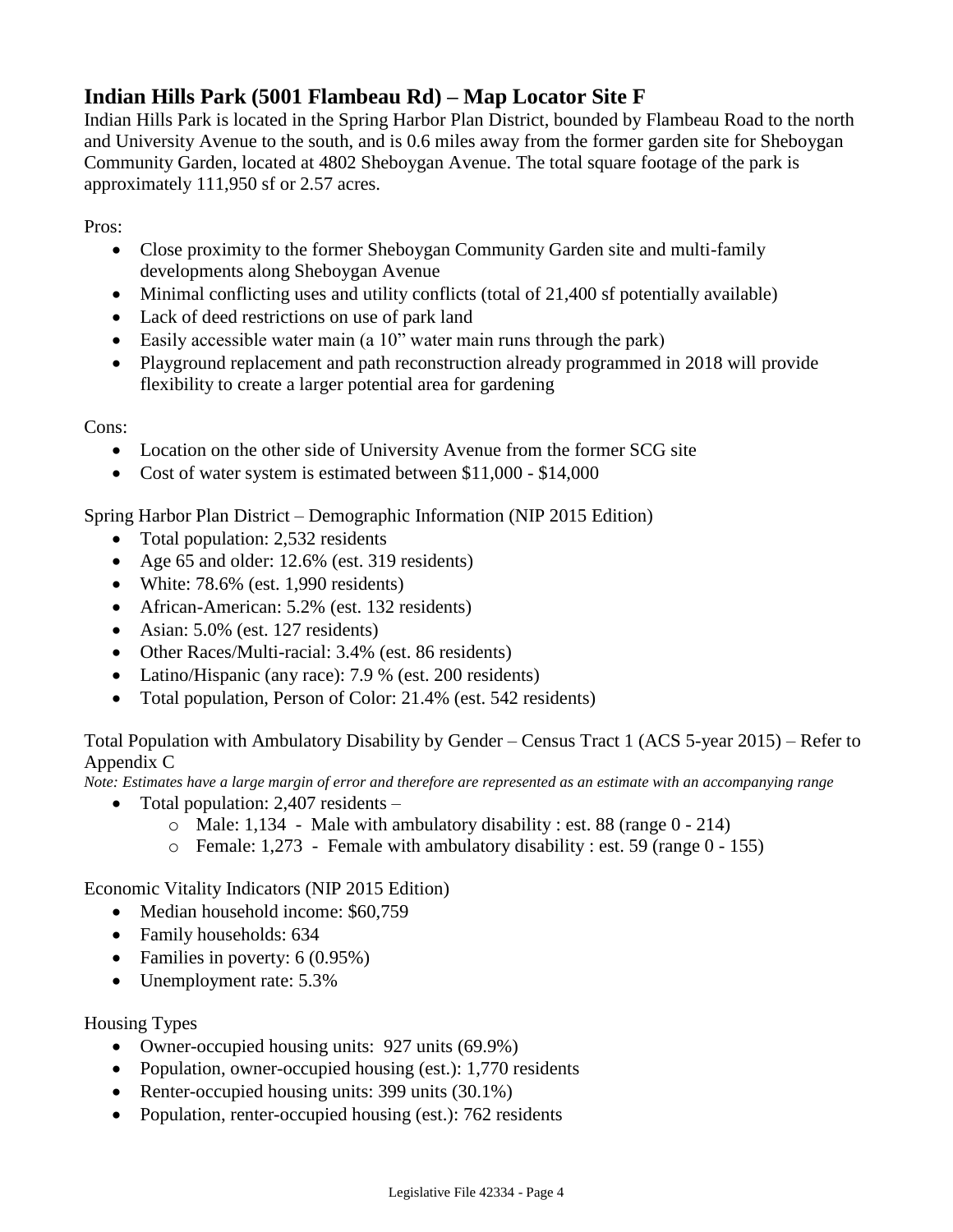## Indian Hills Park (5001 Flambeau Rd) – Map Locator Site F

Indian Hills Park is located in the Spring Harbor Plan District, bounded by Flambeau Road to the north and University Avenue to the south, and is 0.6 miles away from the former garden site for Sheboygan Community Garden, located at 4802 Sheboygan Avenue. The total square footage of the park is approximately 111,950 sf or 2.57 acres.

Pros:

- Close proximity to the former Sheboygan Community Garden site and multi-family developments along Sheboygan Avenue
- Minimal conflicting uses and utility conflicts (total of 21,400 sf potentially available)
- Lack of deed restrictions on use of park land
- Easily accessible water main (a 10" water main runs through the park)
- Playground replacement and path reconstruction already programmed in 2018 will provide flexibility to create a larger potential area for gardening

Cons:

- Location on the other side of University Avenue from the former SCG site
- Cost of water system is estimated between \$11,000 - \$14,000

Spring Harbor Plan District – Demographic Information (NIP 2015 Edition)

- Total population: 2,532 residents
- Age 65 and older: 12.6% (est. 319 residents)
- White: 78.6% (est. 1,990 residents)
- African-American: 5.2% (est. 132 residents)
- Asian: 5.0% (est. 127 residents)
- Other Races/Multi-racial: 3.4% (est. 86 residents)
- Latino/Hispanic (any race): 7.9 % (est. 200 residents)
- Total population, Person of Color: 21.4% (est. 542 residents)

Total Population with Ambulatory Disability by Gender – Census Tract 1 (ACS 5-year 2015) – Refer to Appendix C

*Note: Estimates have a large margin of error and therefore are represented as an estimate with an accompanying range*

- Total population: 2,407 residents –
  - Male: 1,134 - Male with ambulatory disability : est. 88 (range 0 - 214)
  - Female: 1,273 - Female with ambulatory disability : est. 59 (range 0 - 155)

Economic Vitality Indicators (NIP 2015 Edition)

- Median household income: \$60,759
- Family households: 634
- Families in poverty: 6 (0.95%)
- Unemployment rate: 5.3%

Housing Types

- Owner-occupied housing units: 927 units (69.9%)
- Population, owner-occupied housing (est.): 1,770 residents
- Renter-occupied housing units: 399 units (30.1%)
- Population, renter-occupied housing (est.): 762 residents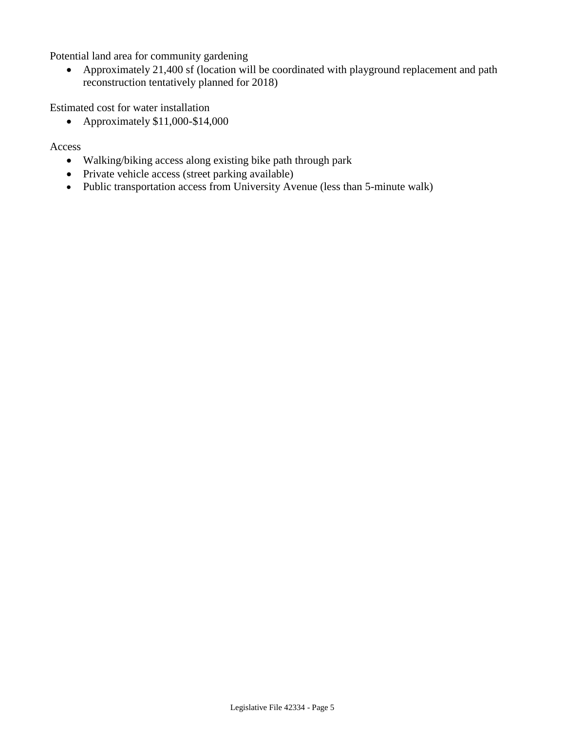Potential land area for community gardening

- Approximately 21,400 sf (location will be coordinated with playground replacement and path reconstruction tentatively planned for 2018)

Estimated cost for water installation

- Approximately $11,000-$14,000

Access

- Walking/biking access along existing bike path through park
- Private vehicle access (street parking available)
- Public transportation access from University Avenue (less than 5-minute walk)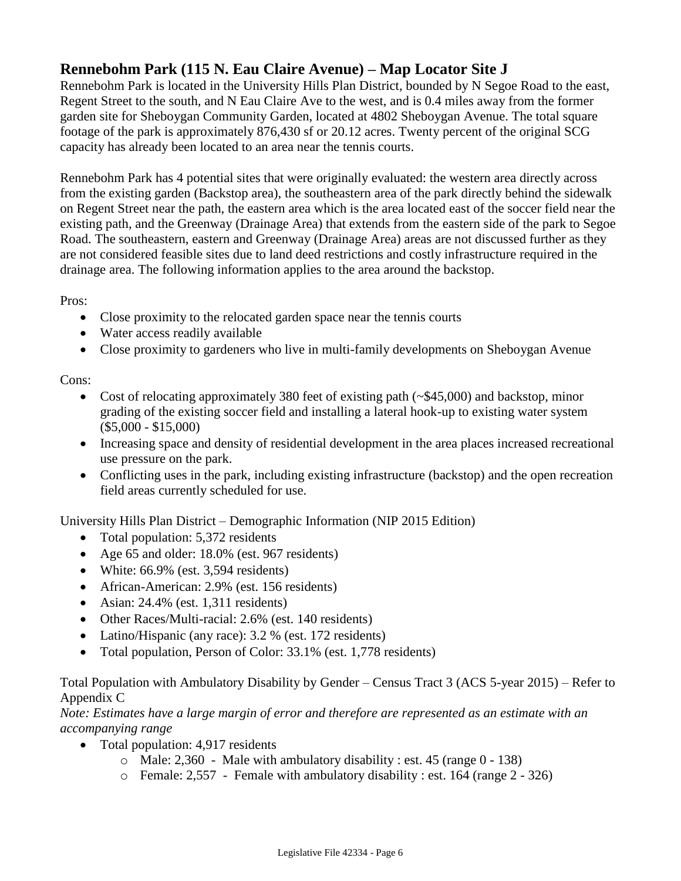## Rennebohm Park (115 N. Eau Claire Avenue) – Map Locator Site J

Rennebohm Park is located in the University Hills Plan District, bounded by N Segoe Road to the east, Regent Street to the south, and N Eau Claire Ave to the west, and is 0.4 miles away from the former garden site for Sheboygan Community Garden, located at 4802 Sheboygan Avenue. The total square footage of the park is approximately 876,430 sf or 20.12 acres. Twenty percent of the original SCG capacity has already been located to an area near the tennis courts.

Rennebohm Park has 4 potential sites that were originally evaluated: the western area directly across from the existing garden (Backstop area), the southeastern area of the park directly behind the sidewalk on Regent Street near the path, the eastern area which is the area located east of the soccer field near the existing path, and the Greenway (Drainage Area) that extends from the eastern side of the park to Segoe Road. The southeastern, eastern and Greenway (Drainage Area) areas are not discussed further as they are not considered feasible sites due to land deed restrictions and costly infrastructure required in the drainage area. The following information applies to the area around the backstop.

Pros:

- Close proximity to the relocated garden space near the tennis courts
- Water access readily available
- Close proximity to gardeners who live in multi-family developments on Sheboygan Avenue

Cons:

- Cost of relocating approximately 380 feet of existing path (~$45,000) and backstop, minor grading of the existing soccer field and installing a lateral hook-up to existing water system ($5,000 - $15,000)
- Increasing space and density of residential development in the area places increased recreational use pressure on the park.
- Conflicting uses in the park, including existing infrastructure (backstop) and the open recreation field areas currently scheduled for use.

University Hills Plan District – Demographic Information (NIP 2015 Edition)

- Total population: 5,372 residents
- Age 65 and older: 18.0% (est. 967 residents)
- White: 66.9% (est. 3,594 residents)
- African-American: 2.9% (est. 156 residents)
- Asian: 24.4% (est. 1,311 residents)
- Other Races/Multi-racial: 2.6% (est. 140 residents)
- Latino/Hispanic (any race): 3.2 % (est. 172 residents)
- Total population, Person of Color: 33.1% (est. 1,778 residents)

Total Population with Ambulatory Disability by Gender – Census Tract 3 (ACS 5-year 2015) – Refer to Appendix C

*Note: Estimates have a large margin of error and therefore are represented as an estimate with an accompanying range*

- Total population: 4,917 residents
  - Male: 2,360 - Male with ambulatory disability : est. 45 (range 0 - 138)
  - Female: 2,557 - Female with ambulatory disability : est. 164 (range 2 - 326)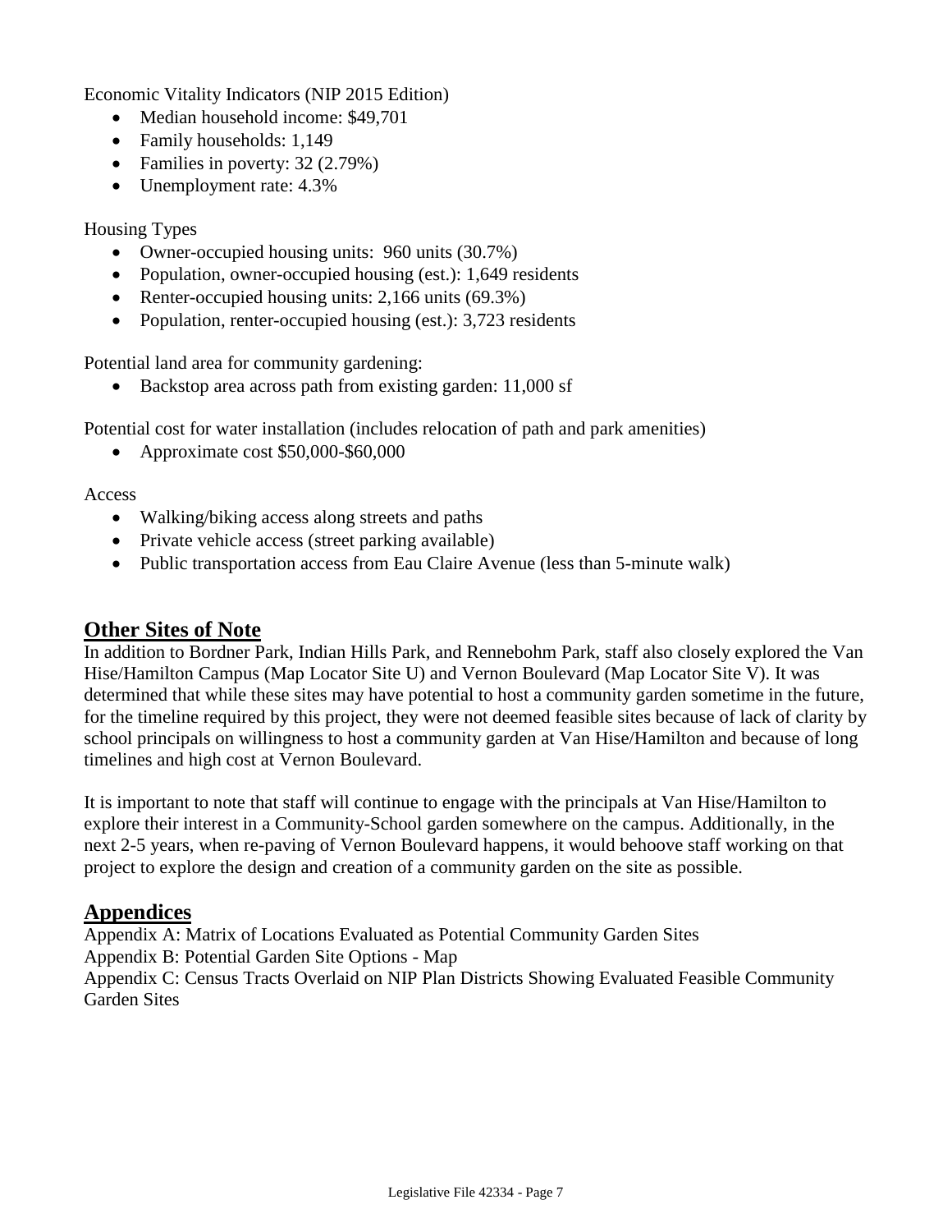Economic Vitality Indicators (NIP 2015 Edition)

- Median household income: $49,701
- Family households: 1,149
- Families in poverty: 32 (2.79%)
- Unemployment rate: 4.3%

Housing Types

- Owner-occupied housing units: 960 units (30.7%)
- Population, owner-occupied housing (est.): 1,649 residents
- Renter-occupied housing units: 2,166 units (69.3%)
- Population, renter-occupied housing (est.): 3,723 residents

Potential land area for community gardening:

- Backstop area across path from existing garden: 11,000 sf

Potential cost for water installation (includes relocation of path and park amenities)

- Approximate cost $50,000-$60,000

Access

- Walking/biking access along streets and paths
- Private vehicle access (street parking available)
- Public transportation access from Eau Claire Avenue (less than 5-minute walk)

## Other Sites of Note

In addition to Bordner Park, Indian Hills Park, and Rennebohm Park, staff also closely explored the Van Hise/Hamilton Campus (Map Locator Site U) and Vernon Boulevard (Map Locator Site V). It was determined that while these sites may have potential to host a community garden sometime in the future, for the timeline required by this project, they were not deemed feasible sites because of lack of clarity by school principals on willingness to host a community garden at Van Hise/Hamilton and because of long timelines and high cost at Vernon Boulevard.

It is important to note that staff will continue to engage with the principals at Van Hise/Hamilton to explore their interest in a Community-School garden somewhere on the campus. Additionally, in the next 2-5 years, when re-paving of Vernon Boulevard happens, it would behoove staff working on that project to explore the design and creation of a community garden on the site as possible.

## Appendices

Appendix A: Matrix of Locations Evaluated as Potential Community Garden Sites
Appendix B: Potential Garden Site Options - Map
Appendix C: Census Tracts Overlaid on NIP Plan Districts Showing Evaluated Feasible Community Garden Sites